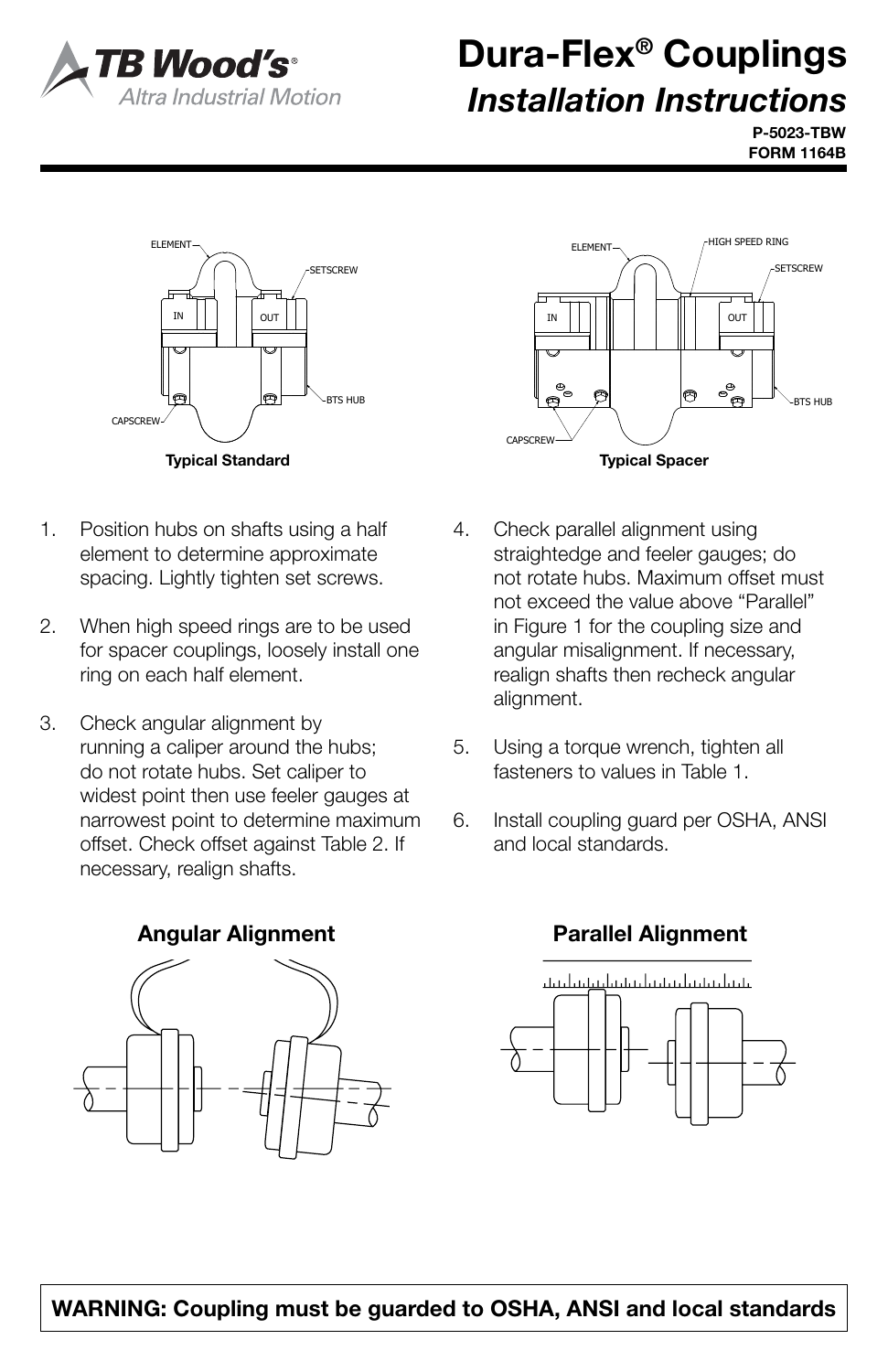# Dura-Flex® Couplings

## *Installation Instructions*

**P-5023-TBW**
**FORM 1164B**

**Typical Standard**

**Typical Spacer**

1. Position hubs on shafts using a half element to determine approximate spacing. Lightly tighten set screws.

2. When high speed rings are to be used for spacer couplings, loosely install one ring on each half element.

3. Check angular alignment by running a caliper around the hubs; do not rotate hubs. Set caliper to widest point then use feeler gauges at narrowest point to determine maximum offset. Check offset against Table 2. If necessary, realign shafts.

4. Check parallel alignment using straightedge and feeler gauges; do not rotate hubs. Maximum offset must not exceed the value above "Parallel" in Figure 1 for the coupling size and angular misalignment. If necessary, realign shafts then recheck angular alignment.

5. Using a torque wrench, tighten all fasteners to values in Table 1.

6. Install coupling guard per OSHA, ANSI and local standards.

**Angular Alignment**

**Parallel Alignment**

**WARNING: Coupling must be guarded to OSHA, ANSI and local standards**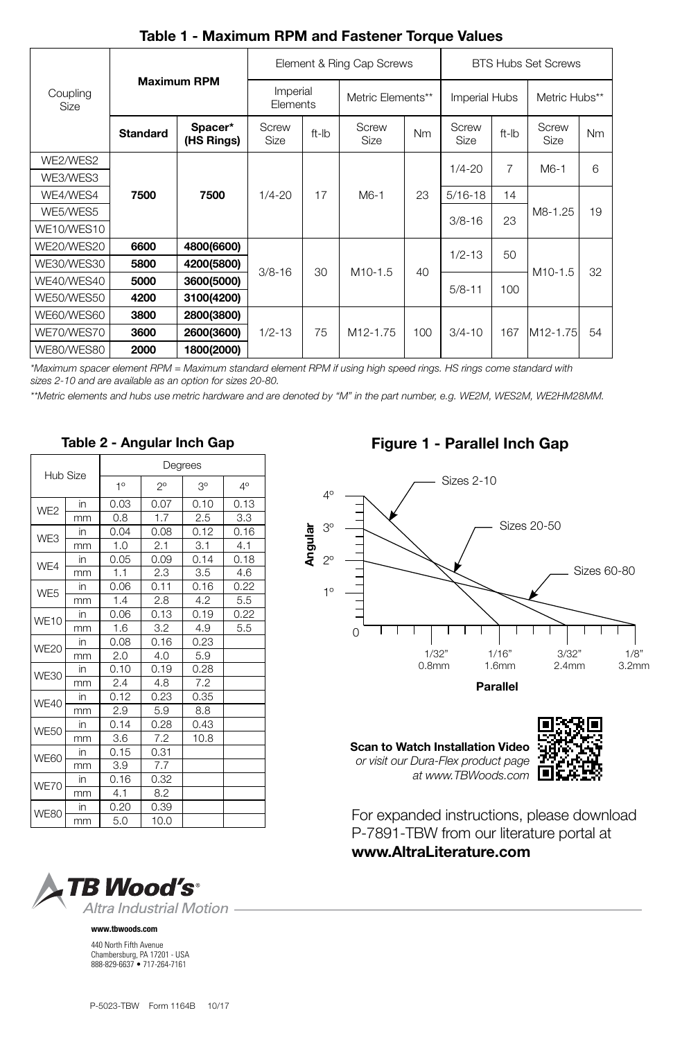## Table 1 - Maximum RPM and Fastener Torque Values

| Coupling Size | Maximum RPM | | Element & Ring Cap Screws | | | | BTS Hubs Set Screws | | | |
|---|---|---|---|---|---|---|---|---|---|---|
| | | | Imperial Elements | | Metric Elements** | | Imperial Hubs | | Metric Hubs** | |
| | **Standard** | **Spacer* (HS Rings)** | Screw Size | ft-lb | Screw Size | Nm | Screw Size | ft-lb | Screw Size | Nm |
| WE2/WES2 | 7500 | 7500 | 1/4-20 | 17 | M6-1 | 23 | 1/4-20 | 7 | M6-1 | 6 |
| WE3/WES3 | | | | | | | | | | |
| WE4/WES4 | | | | | | | 5/16-18 | 14 | M8-1.25 | 19 |
| WE5/WES5 | | | | | | | 3/8-16 | 23 | | |
| WE10/WES10 | | | | | | | | | | |
| WE20/WES20 | **6600** | **4800(6600)** | 3/8-16 | 30 | M10-1.5 | 40 | 1/2-13 | 50 | M10-1.5 | 32 |
| WE30/WES30 | **5800** | **4200(5800)** | | | | | | | | |
| WE40/WES40 | **5000** | **3600(5000)** | | | | | 5/8-11 | 100 | | |
| WE50/WES50 | **4200** | **3100(4200)** | | | | | | | | |
| WE60/WES60 | **3800** | **2800(3800)** | 1/2-13 | 75 | M12-1.75 | 100 | 3/4-10 | 167 | M12-1.75 | 54 |
| WE70/WES70 | **3600** | **2600(3600)** | | | | | | | | |
| WE80/WES80 | **2000** | **1800(2000)** | | | | | | | | |

*Maximum spacer element RPM = Maximum standard element RPM if using high speed rings. HS rings come standard with sizes 2-10 and are available as an option for sizes 20-80.*

*\*\*Metric elements and hubs use metric hardware and are denoted by "M" in the part number, e.g. WE2M, WES2M, WE2HM28MM.*

## Table 2 - Angular Inch Gap

| Hub Size | | Degrees | | | |
|---|---|---|---|---|---|
| | | 1° | 2° | 3° | 4° |
| WE2 | in | 0.03 | 0.07 | 0.10 | 0.13 |
| | mm | 0.8 | 1.7 | 2.5 | 3.3 |
| WE3 | in | 0.04 | 0.08 | 0.12 | 0.16 |
| | mm | 1.0 | 2.1 | 3.1 | 4.1 |
| WE4 | in | 0.05 | 0.09 | 0.14 | 0.18 |
| | mm | 1.1 | 2.3 | 3.5 | 4.6 |
| WE5 | in | 0.06 | 0.11 | 0.16 | 0.22 |
| | mm | 1.4 | 2.8 | 4.2 | 5.5 |
| WE10 | in | 0.06 | 0.13 | 0.19 | 0.22 |
| | mm | 1.6 | 3.2 | 4.9 | 5.5 |
| WE20 | in | 0.08 | 0.16 | 0.23 | |
| | mm | 2.0 | 4.0 | 5.9 | |
| WE30 | in | 0.10 | 0.19 | 0.28 | |
| | mm | 2.4 | 4.8 | 7.2 | |
| WE40 | in | 0.12 | 0.23 | 0.35 | |
| | mm | 2.9 | 5.9 | 8.8 | |
| WE50 | in | 0.14 | 0.28 | 0.43 | |
| | mm | 3.6 | 7.2 | 10.8 | |
| WE60 | in | 0.15 | 0.31 | | |
| | mm | 3.9 | 7.7 | | |
| WE70 | in | 0.16 | 0.32 | | |
| | mm | 4.1 | 8.2 | | |
| WE80 | in | 0.20 | 0.39 | | |
| | mm | 5.0 | 10.0 | | |

## Figure 1 - Parallel Inch Gap

Sizes 2-10
Sizes 20-50
Sizes 60-80
Angular
4°
3°
2°
1°
0
1/32" 0.8mm
1/16" 1.6mm
3/32" 2.4mm
1/8" 3.2mm
Parallel

**Scan to Watch Installation Video**
*or visit our Dura-Flex product page at www.TBWoods.com*

For expanded instructions, please download P-7891-TBW from our literature portal at **www.AltraLiterature.com**

TB Wood's
Altra Industrial Motion

**www.tbwoods.com**

440 North Fifth Avenue
Chambersburg, PA 17201 - USA
888-829-6637 • 717-264-7161

P-5023-TBW Form 1164B 10/17